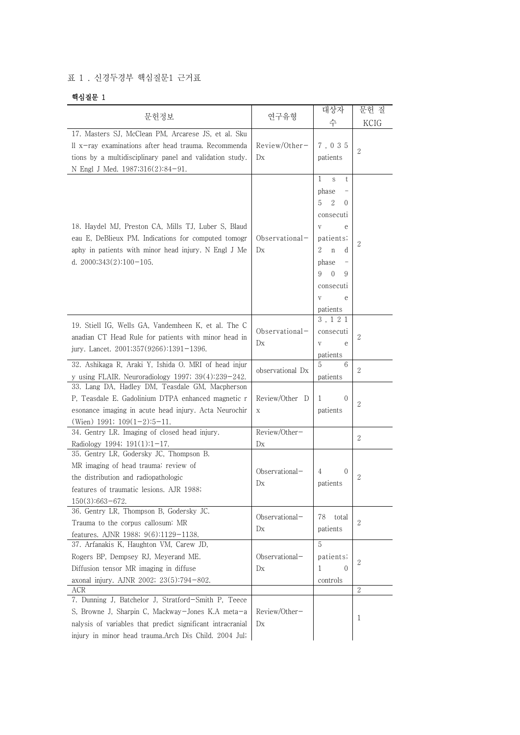표 1 . 신경두경부 핵심질문1 근거표

**핵심질문 1**

| 문헌정보 | 연구유형 | 대상자 수 | 문헌 질 KCIG |
|---|---|---|---|
| 17. Masters SJ, McClean PM, Arcarese JS, et al. Skull x-ray examinations after head trauma. Recommendations by a multidisciplinary panel and validation study. N Engl J Med. 1987;316(2):84-91. | Review/Other-Dx | 7,035 patients | 2 |
| 18. Haydel MJ, Preston CA, Mills TJ, Luber S, Blaudeau E, DeBlieux PM. Indications for computed tomography in patients with minor head injury. N Engl J Med. 2000;343(2):100-105. | Observational-Dx | 1st phase - 520 consecutive patients; 2nd phase - 909 consecutive patients | 2 |
| 19. Stiell IG, Wells GA, Vandemheen K, et al. The Canadian CT Head Rule for patients with minor head injury. Lancet. 2001;357(9266):1391-1396. | Observational-Dx | 3,121 consecutive patients | 2 |
| 32. Ashikaga R, Araki Y, Ishida O. MRI of head injury using FLAIR. Neuroradiology 1997; 39(4):239-242. | observational Dx | 56 patients | 2 |
| 33. Lang DA, Hadley DM, Teasdale GM, Macpherson P, Teasdale E. Gadolinium DTPA enhanced magnetic resonance imaging in acute head injury. Acta Neurochir (Wien) 1991; 109(1-2):5-11. | Review/Other Dx | 10 patients | 2 |
| 34. Gentry LR. Imaging of closed head injury. Radiology 1994; 191(1):1-17. | Review/Other-Dx | | 2 |
| 35. Gentry LR, Godersky JC, Thompson B. MR imaging of head trauma: review of the distribution and radiopathologic features of traumatic lesions. AJR 1988; 150(3):663-672. | Observational-Dx | 40 patients | 2 |
| 36. Gentry LR, Thompson B, Godersky JC. Trauma to the corpus callosum: MR features. AJNR 1988; 9(6):1129-1138. | Observational-Dx | 78 total patients | 2 |
| 37. Arfanakis K, Haughton VM, Carew JD, Rogers BP, Dempsey RJ, Meyerand ME. Diffusion tensor MR imaging in diffuse axonal injury. AJNR 2002; 23(5):794-802. | Observational-Dx | 5 patients; 10 controls | 2 |
| ACR | | | 2 |
| 7. Dunning J, Batchelor J, Stratford-Smith P, Teece S, Browne J, Sharpin C, Mackway-Jones K.A meta-analysis of variables that predict significant intracranial injury in minor head trauma.Arch Dis Child. 2004 Jul; | Review/Other-Dx | | 1 |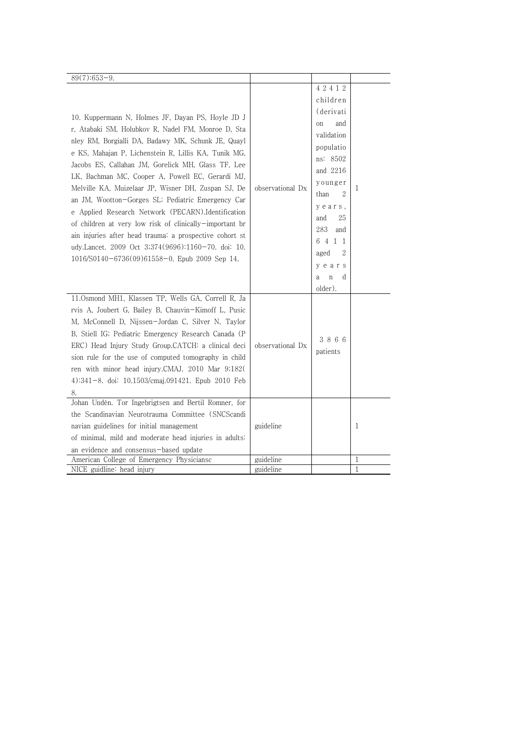| | | | |
|---|---|---|---|
| 89(7):653-9. | | | |
| 10. Kuppermann N, Holmes JF, Dayan PS, Hoyle JD Jr, Atabaki SM, Holubkov R, Nadel FM, Monroe D, Stanley RM, Borgialli DA, Badawy MK, Schunk JE, Quayle KS, Mahajan P, Lichenstein R, Lillis KA, Tunik MG, Jacobs ES, Callahan JM, Gorelick MH, Glass TF, Lee LK, Bachman MC, Cooper A, Powell EC, Gerardi MJ, Melville KA, Muizelaar JP, Wisner DH, Zuspan SJ, Dean JM, Wootton-Gorges SL; Pediatric Emergency Care Applied Research Network (PECARN).Identification of children at very low risk of clinically-important brain injuries after head trauma: a prospective cohort study.Lancet. 2009 Oct 3;374(9696):1160-70. doi: 10.1016/S0140-6736(09)61558-0. Epub 2009 Sep 14. | observational Dx | 42412 children (derivation and validation populations: 8502 and 2216 younger than 2 years, and 25283 and 6411 aged 2 years and older). | 1 |
| 11.Osmond MH1, Klassen TP, Wells GA, Correll R, Jarvis A, Joubert G, Bailey B, Chauvin-Kimoff L, Pusic M, McConnell D, Nijssen-Jordan C, Silver N, Taylor B, Stiell IG; Pediatric Emergency Research Canada (PERC) Head Injury Study Group.CATCH: a clinical decision rule for the use of computed tomography in children with minor head injury.CMAJ. 2010 Mar 9;182(4):341-8. doi: 10.1503/cmaj.091421. Epub 2010 Feb 8. | observational Dx | 3866 patients | |
| Johan Undén. Tor Ingebrigtsen and Bertil Romner, for the Scandinavian Neurotrauma Committee (SNCScandinavian guidelines for initial management of minimal, mild and moderate head injuries in adults: an evidence and consensus-based update | guideline | | 1 |
| American College of Emergency Physiciansc | guideline | | 1 |
| NICE guidline: head injury | guideline | | 1 |